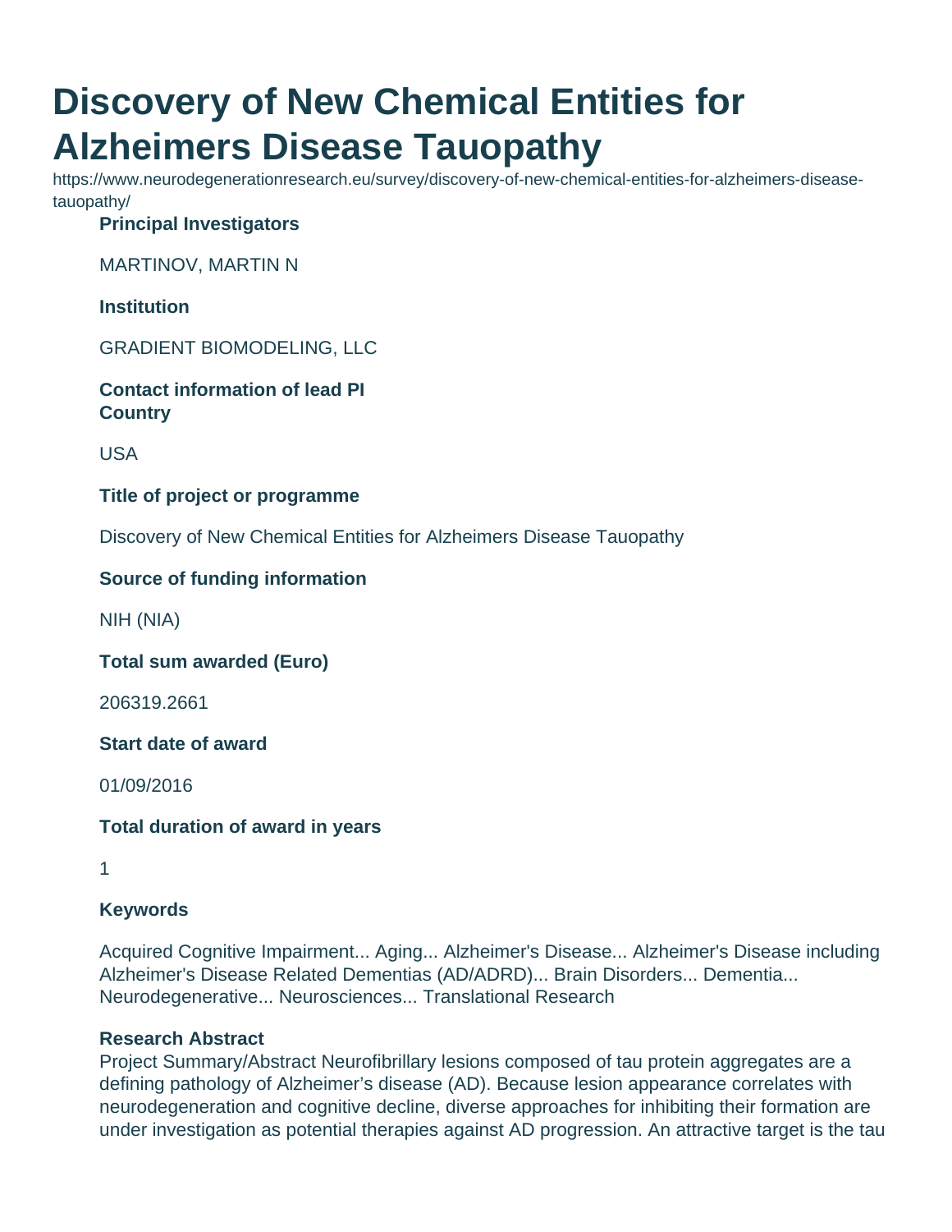# Discovery of New Chemical Entities for Alzheimers Disease Tauopathy

https://www.neurodegenerationresearch.eu/survey/discovery-of-new-chemical-entities-for-alzheimers-disease-tauopathy/

**Principal Investigators**

MARTINOV, MARTIN N

**Institution**

GRADIENT BIOMODELING, LLC

**Contact information of lead PI**
**Country**

USA

**Title of project or programme**

Discovery of New Chemical Entities for Alzheimers Disease Tauopathy

**Source of funding information**

NIH (NIA)

**Total sum awarded (Euro)**

206319.2661

**Start date of award**

01/09/2016

**Total duration of award in years**

1

**Keywords**

Acquired Cognitive Impairment... Aging... Alzheimer's Disease... Alzheimer's Disease including Alzheimer's Disease Related Dementias (AD/ADRD)... Brain Disorders... Dementia... Neurodegenerative... Neurosciences... Translational Research

**Research Abstract**

Project Summary/Abstract Neurofibrillary lesions composed of tau protein aggregates are a defining pathology of Alzheimer's disease (AD). Because lesion appearance correlates with neurodegeneration and cognitive decline, diverse approaches for inhibiting their formation are under investigation as potential therapies against AD progression. An attractive target is the tau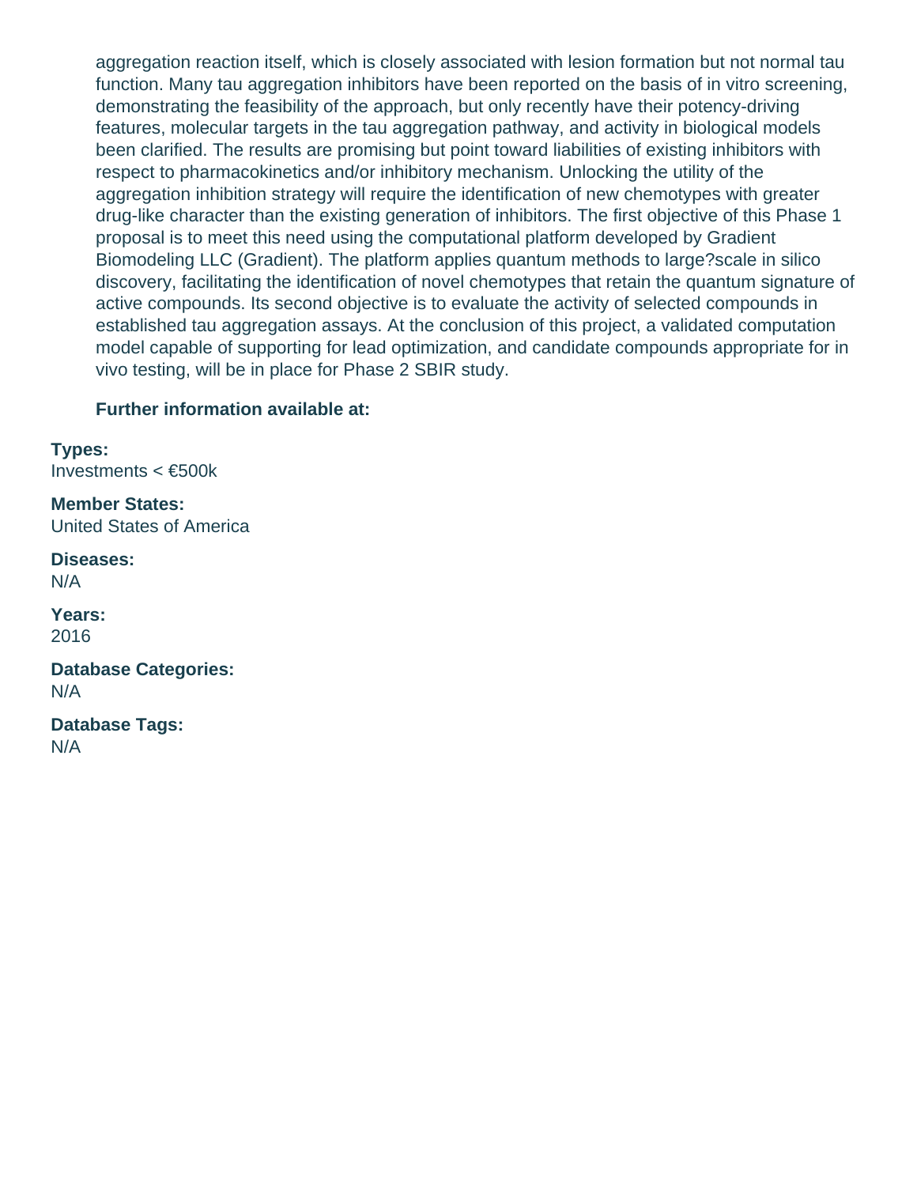aggregation reaction itself, which is closely associated with lesion formation but not normal tau function. Many tau aggregation inhibitors have been reported on the basis of in vitro screening, demonstrating the feasibility of the approach, but only recently have their potency-driving features, molecular targets in the tau aggregation pathway, and activity in biological models been clarified. The results are promising but point toward liabilities of existing inhibitors with respect to pharmacokinetics and/or inhibitory mechanism. Unlocking the utility of the aggregation inhibition strategy will require the identification of new chemotypes with greater drug-like character than the existing generation of inhibitors. The first objective of this Phase 1 proposal is to meet this need using the computational platform developed by Gradient Biomodeling LLC (Gradient). The platform applies quantum methods to large?scale in silico discovery, facilitating the identification of novel chemotypes that retain the quantum signature of active compounds. Its second objective is to evaluate the activity of selected compounds in established tau aggregation assays. At the conclusion of this project, a validated computation model capable of supporting for lead optimization, and candidate compounds appropriate for in vivo testing, will be in place for Phase 2 SBIR study.

**Further information available at:**

**Types:**
Investments < €500k

**Member States:**
United States of America

**Diseases:**
N/A

**Years:**
2016

**Database Categories:**
N/A

**Database Tags:**
N/A